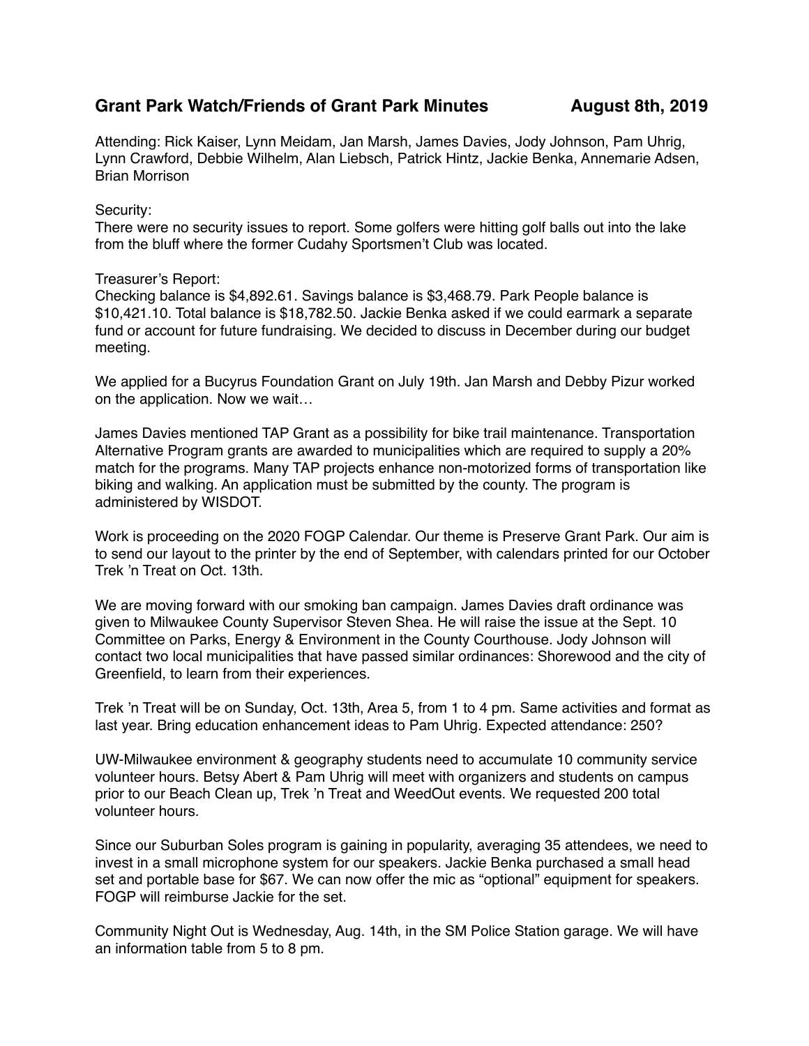**Grant Park Watch/Friends of Grant Park Minutes August 8th, 2019**

Attending: Rick Kaiser, Lynn Meidam, Jan Marsh, James Davies, Jody Johnson, Pam Uhrig, Lynn Crawford, Debbie Wilhelm, Alan Liebsch, Patrick Hintz, Jackie Benka, Annemarie Adsen, Brian Morrison

Security:
There were no security issues to report. Some golfers were hitting golf balls out into the lake from the bluff where the former Cudahy Sportsmen't Club was located.

Treasurer's Report:
Checking balance is $4,892.61. Savings balance is $3,468.79. Park People balance is $10,421.10. Total balance is $18,782.50. Jackie Benka asked if we could earmark a separate fund or account for future fundraising. We decided to discuss in December during our budget meeting.

We applied for a Bucyrus Foundation Grant on July 19th. Jan Marsh and Debby Pizur worked on the application. Now we wait…

James Davies mentioned TAP Grant as a possibility for bike trail maintenance. Transportation Alternative Program grants are awarded to municipalities which are required to supply a 20% match for the programs. Many TAP projects enhance non-motorized forms of transportation like biking and walking. An application must be submitted by the county. The program is administered by WISDOT.

Work is proceeding on the 2020 FOGP Calendar. Our theme is Preserve Grant Park. Our aim is to send our layout to the printer by the end of September, with calendars printed for our October Trek 'n Treat on Oct. 13th.

We are moving forward with our smoking ban campaign. James Davies draft ordinance was given to Milwaukee County Supervisor Steven Shea. He will raise the issue at the Sept. 10 Committee on Parks, Energy & Environment in the County Courthouse. Jody Johnson will contact two local municipalities that have passed similar ordinances: Shorewood and the city of Greenfield, to learn from their experiences.

Trek 'n Treat will be on Sunday, Oct. 13th, Area 5, from 1 to 4 pm. Same activities and format as last year. Bring education enhancement ideas to Pam Uhrig. Expected attendance: 250?

UW-Milwaukee environment & geography students need to accumulate 10 community service volunteer hours. Betsy Abert & Pam Uhrig will meet with organizers and students on campus prior to our Beach Clean up, Trek 'n Treat and WeedOut events. We requested 200 total volunteer hours.

Since our Suburban Soles program is gaining in popularity, averaging 35 attendees, we need to invest in a small microphone system for our speakers. Jackie Benka purchased a small head set and portable base for $67. We can now offer the mic as "optional" equipment for speakers. FOGP will reimburse Jackie for the set.

Community Night Out is Wednesday, Aug. 14th, in the SM Police Station garage. We will have an information table from 5 to 8 pm.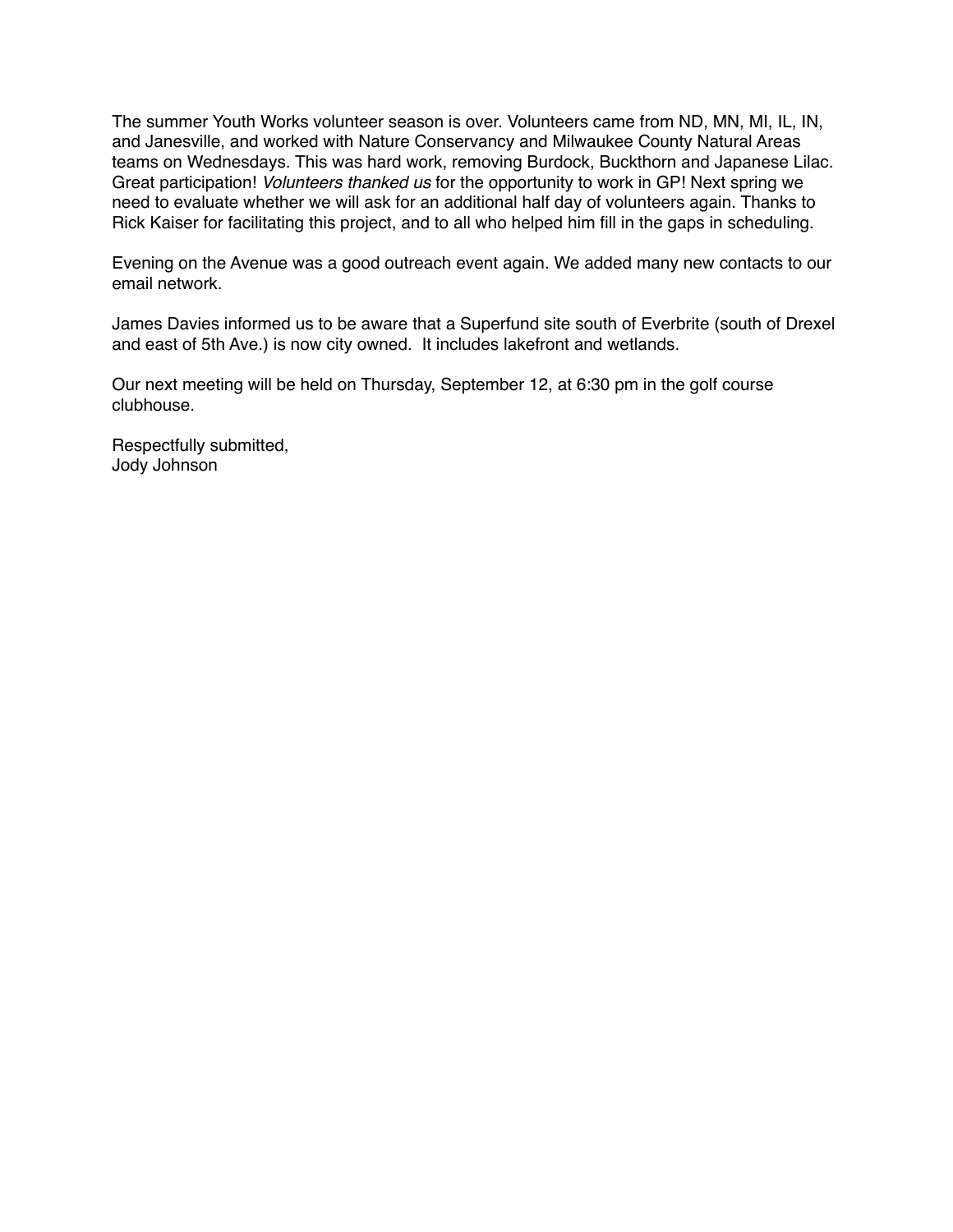The summer Youth Works volunteer season is over. Volunteers came from ND, MN, MI, IL, IN, and Janesville, and worked with Nature Conservancy and Milwaukee County Natural Areas teams on Wednesdays. This was hard work, removing Burdock, Buckthorn and Japanese Lilac. Great participation! *Volunteers thanked us* for the opportunity to work in GP! Next spring we need to evaluate whether we will ask for an additional half day of volunteers again. Thanks to Rick Kaiser for facilitating this project, and to all who helped him fill in the gaps in scheduling.

Evening on the Avenue was a good outreach event again. We added many new contacts to our email network.

James Davies informed us to be aware that a Superfund site south of Everbrite (south of Drexel and east of 5th Ave.) is now city owned. It includes lakefront and wetlands.

Our next meeting will be held on Thursday, September 12, at 6:30 pm in the golf course clubhouse.

Respectfully submitted,
Jody Johnson